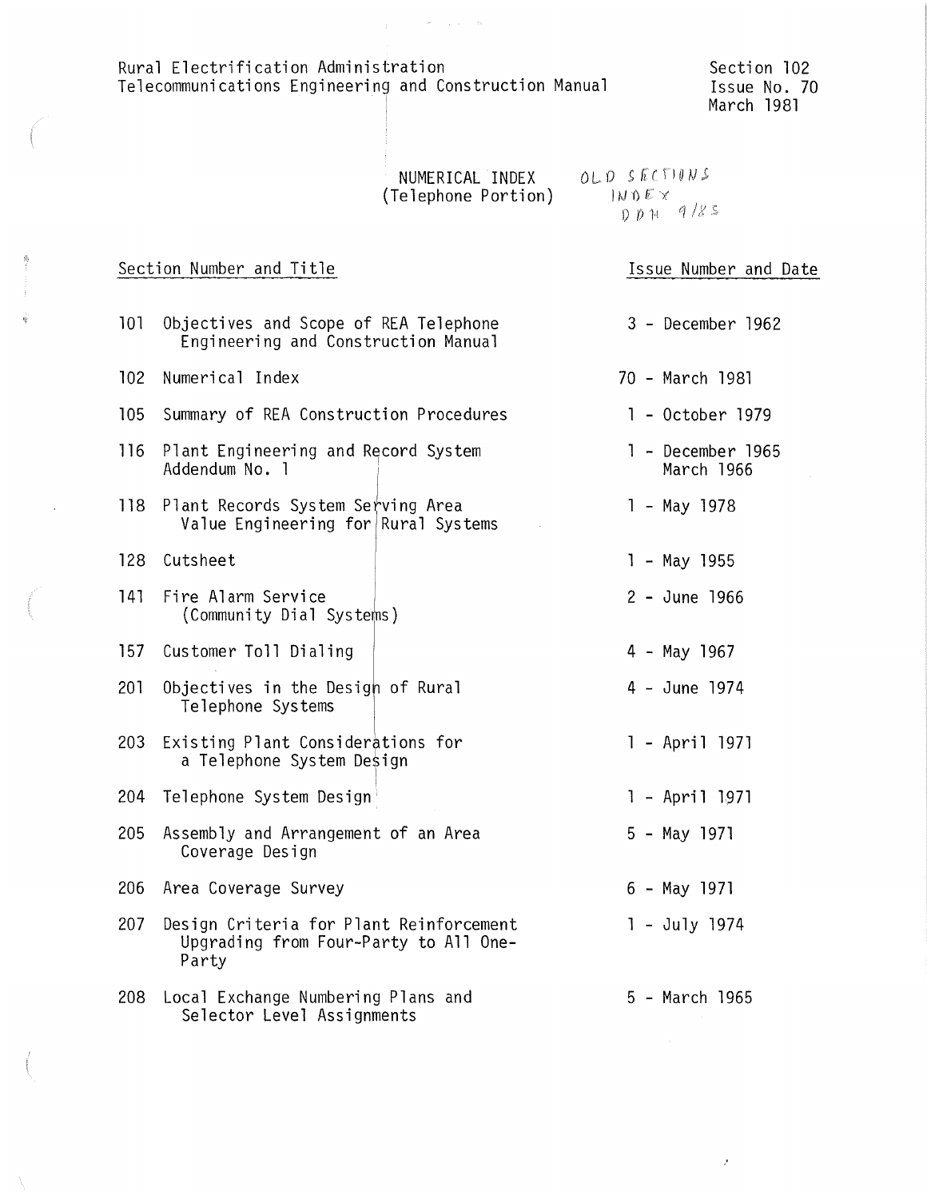Rural Electrification Administration
Telecommunications Engineering and Construction Manual

Section 102
Issue No. 70
March 1981

# NUMERICAL INDEX
## (Telephone Portion)

OLD SECTIONS INDEX DDH 9/85

| Section Number and Title | | Issue Number and Date |
|---|---|---|
| 101 | Objectives and Scope of REA Telephone Engineering and Construction Manual | 3 - December 1962 |
| 102 | Numerical Index | 70 - March 1981 |
| 105 | Summary of REA Construction Procedures | 1 - October 1979 |
| 116 | Plant Engineering and Record System<br>Addendum No. 1 | 1 - December 1965<br>March 1966 |
| 118 | Plant Records System Serving Area Value Engineering for Rural Systems | 1 - May 1978 |
| 128 | Cutsheet | 1 - May 1955 |
| 141 | Fire Alarm Service (Community Dial Systems) | 2 - June 1966 |
| 157 | Customer Toll Dialing | 4 - May 1967 |
| 201 | Objectives in the Design of Rural Telephone Systems | 4 - June 1974 |
| 203 | Existing Plant Considerations for a Telephone System Design | 1 - April 1971 |
| 204 | Telephone System Design | 1 - April 1971 |
| 205 | Assembly and Arrangement of an Area Coverage Design | 5 - May 1971 |
| 206 | Area Coverage Survey | 6 - May 1971 |
| 207 | Design Criteria for Plant Reinforcement Upgrading from Four-Party to All One-Party | 1 - July 1974 |
| 208 | Local Exchange Numbering Plans and Selector Level Assignments | 5 - March 1965 |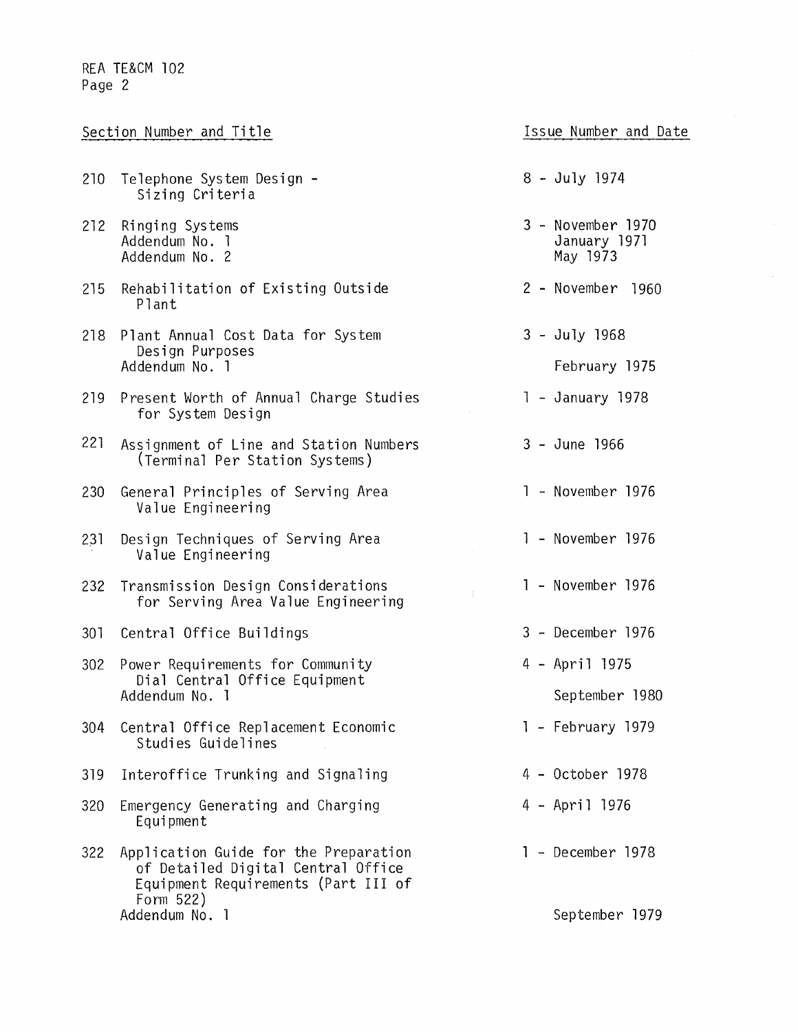| Section Number and Title | Issue Number and Date |
|---|---|
| 210 Telephone System Design - Sizing Criteria | 8 - July 1974 |
| 212 Ringing Systems | 3 - November 1970 |
| Addendum No. 1 | January 1971 |
| Addendum No. 2 | May 1973 |
| 215 Rehabilitation of Existing Outside Plant | 2 - November 1960 |
| 218 Plant Annual Cost Data for System Design Purposes | 3 - July 1968 |
| Addendum No. 1 | February 1975 |
| 219 Present Worth of Annual Charge Studies for System Design | 1 - January 1978 |
| 221 Assignment of Line and Station Numbers (Terminal Per Station Systems) | 3 - June 1966 |
| 230 General Principles of Serving Area Value Engineering | 1 - November 1976 |
| 231 Design Techniques of Serving Area Value Engineering | 1 - November 1976 |
| 232 Transmission Design Considerations for Serving Area Value Engineering | 1 - November 1976 |
| 301 Central Office Buildings | 3 - December 1976 |
| 302 Power Requirements for Community Dial Central Office Equipment | 4 - April 1975 |
| Addendum No. 1 | September 1980 |
| 304 Central Office Replacement Economic Studies Guidelines | 1 - February 1979 |
| 319 Interoffice Trunking and Signaling | 4 - October 1978 |
| 320 Emergency Generating and Charging Equipment | 4 - April 1976 |
| 322 Application Guide for the Preparation of Detailed Digital Central Office Equipment Requirements (Part III of Form 522) | 1 - December 1978 |
| Addendum No. 1 | September 1979 |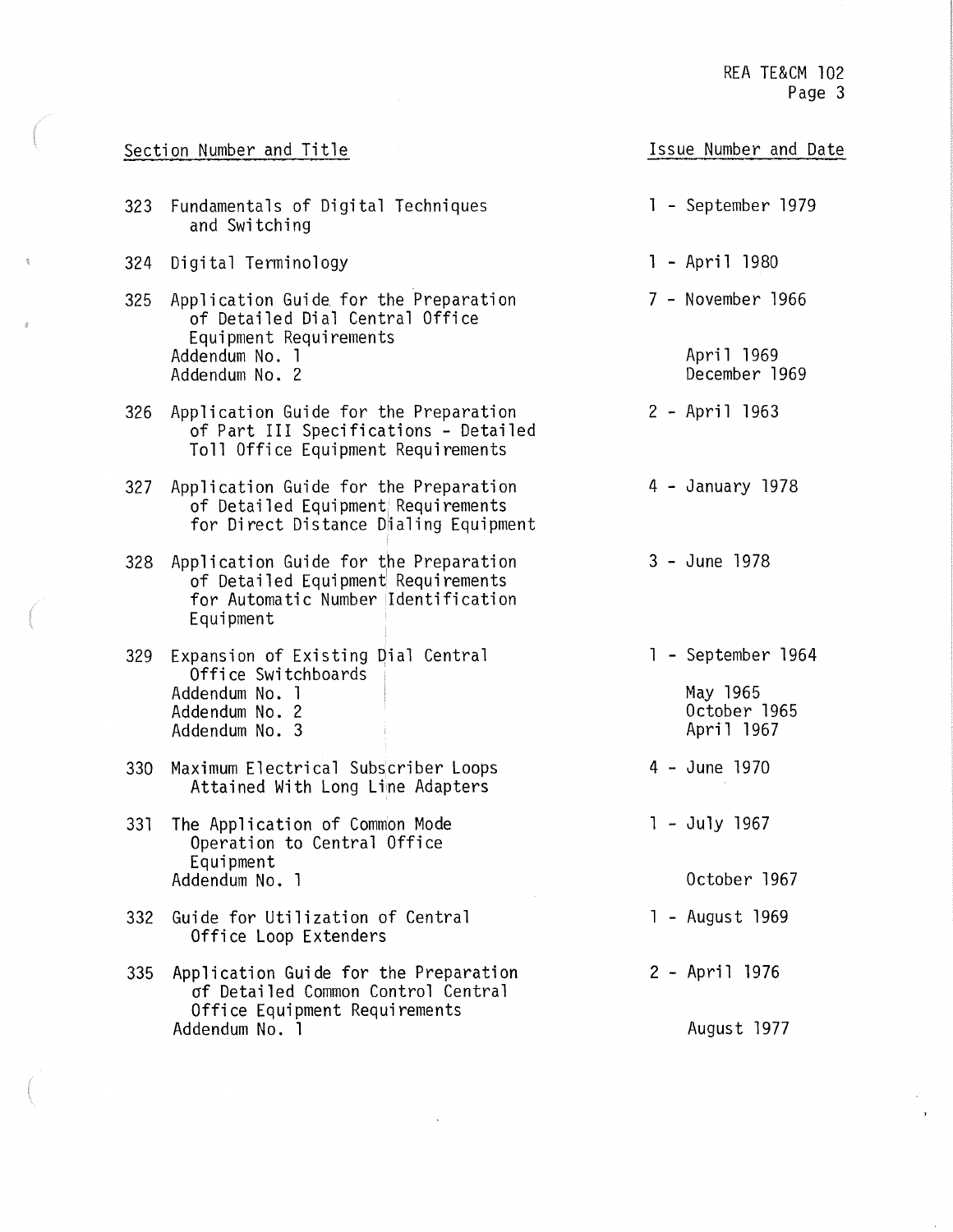| Section Number and Title | Issue Number and Date |
|---|---|
| 323 Fundamentals of Digital Techniques and Switching | 1 - September 1979 |
| 324 Digital Terminology | 1 - April 1980 |
| 325 Application Guide for the Preparation of Detailed Dial Central Office Equipment Requirements | 7 - November 1966 |
| Addendum No. 1 | April 1969 |
| Addendum No. 2 | December 1969 |
| 326 Application Guide for the Preparation of Part III Specifications - Detailed Toll Office Equipment Requirements | 2 - April 1963 |
| 327 Application Guide for the Preparation of Detailed Equipment Requirements for Direct Distance Dialing Equipment | 4 - January 1978 |
| 328 Application Guide for the Preparation of Detailed Equipment Requirements for Automatic Number Identification Equipment | 3 - June 1978 |
| 329 Expansion of Existing Dial Central Office Switchboards | 1 - September 1964 |
| Addendum No. 1 | May 1965 |
| Addendum No. 2 | October 1965 |
| Addendum No. 3 | April 1967 |
| 330 Maximum Electrical Subscriber Loops Attained With Long Line Adapters | 4 - June 1970 |
| 331 The Application of Common Mode Operation to Central Office Equipment | 1 - July 1967 |
| Addendum No. 1 | October 1967 |
| 332 Guide for Utilization of Central Office Loop Extenders | 1 - August 1969 |
| 335 Application Guide for the Preparation of Detailed Common Control Central Office Equipment Requirements | 2 - April 1976 |
| Addendum No. 1 | August 1977 |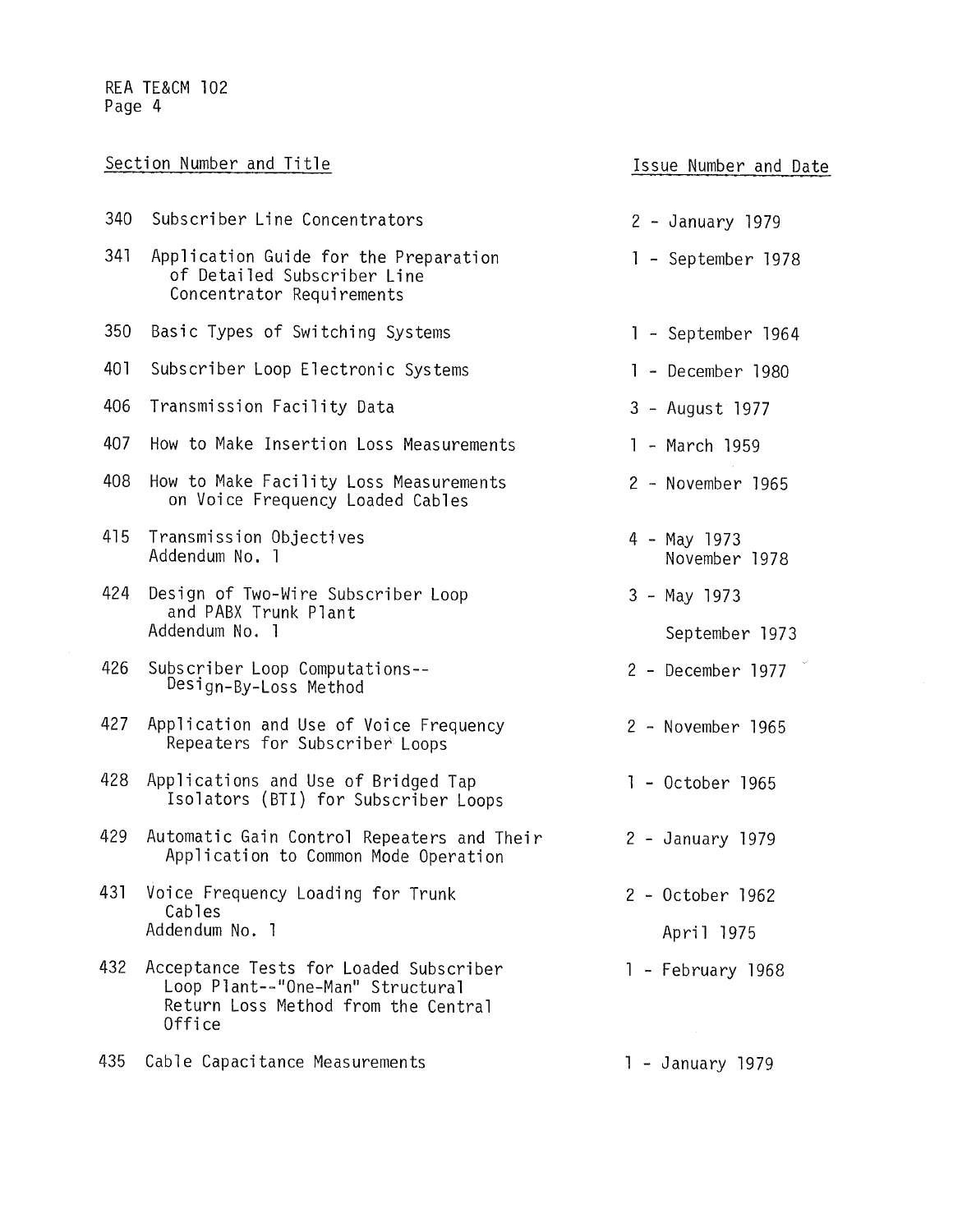| Section Number and Title | Issue Number and Date |
|---|---|
| 340 Subscriber Line Concentrators | 2 - January 1979 |
| 341 Application Guide for the Preparation of Detailed Subscriber Line Concentrator Requirements | 1 - September 1978 |
| 350 Basic Types of Switching Systems | 1 - September 1964 |
| 401 Subscriber Loop Electronic Systems | 1 - December 1980 |
| 406 Transmission Facility Data | 3 - August 1977 |
| 407 How to Make Insertion Loss Measurements | 1 - March 1959 |
| 408 How to Make Facility Loss Measurements on Voice Frequency Loaded Cables | 2 - November 1965 |
| 415 Transmission Objectives | 4 - May 1973 |
| Addendum No. 1 | November 1978 |
| 424 Design of Two-Wire Subscriber Loop and PABX Trunk Plant | 3 - May 1973 |
| Addendum No. 1 | September 1973 |
| 426 Subscriber Loop Computations--Design-By-Loss Method | 2 - December 1977 |
| 427 Application and Use of Voice Frequency Repeaters for Subscriber Loops | 2 - November 1965 |
| 428 Applications and Use of Bridged Tap Isolators (BTI) for Subscriber Loops | 1 - October 1965 |
| 429 Automatic Gain Control Repeaters and Their Application to Common Mode Operation | 2 - January 1979 |
| 431 Voice Frequency Loading for Trunk Cables | 2 - October 1962 |
| Addendum No. 1 | April 1975 |
| 432 Acceptance Tests for Loaded Subscriber Loop Plant--"One-Man" Structural Return Loss Method from the Central Office | 1 - February 1968 |
| 435 Cable Capacitance Measurements | 1 - January 1979 |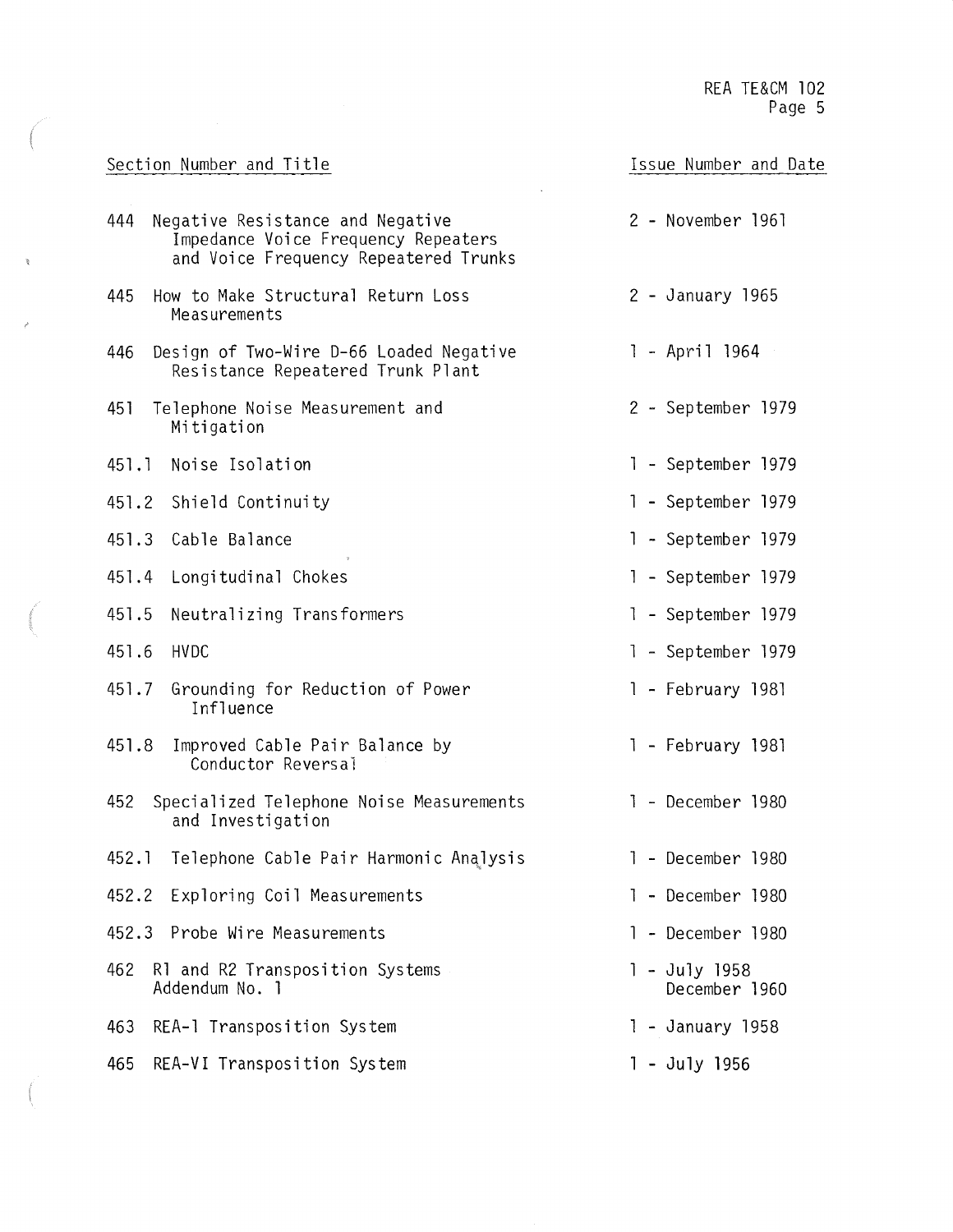| Section Number and Title | Issue Number and Date |
|---|---|
| 444 Negative Resistance and Negative Impedance Voice Frequency Repeaters and Voice Frequency Repeatered Trunks | 2 - November 1961 |
| 445 How to Make Structural Return Loss Measurements | 2 - January 1965 |
| 446 Design of Two-Wire D-66 Loaded Negative Resistance Repeatered Trunk Plant | 1 - April 1964 |
| 451 Telephone Noise Measurement and Mitigation | 2 - September 1979 |
| 451.1 Noise Isolation | 1 - September 1979 |
| 451.2 Shield Continuity | 1 - September 1979 |
| 451.3 Cable Balance | 1 - September 1979 |
| 451.4 Longitudinal Chokes | 1 - September 1979 |
| 451.5 Neutralizing Transformers | 1 - September 1979 |
| 451.6 HVDC | 1 - September 1979 |
| 451.7 Grounding for Reduction of Power Influence | 1 - February 1981 |
| 451.8 Improved Cable Pair Balance by Conductor Reversal | 1 - February 1981 |
| 452 Specialized Telephone Noise Measurements and Investigation | 1 - December 1980 |
| 452.1 Telephone Cable Pair Harmonic Analysis | 1 - December 1980 |
| 452.2 Exploring Coil Measurements | 1 - December 1980 |
| 452.3 Probe Wire Measurements | 1 - December 1980 |
| 462 R1 and R2 Transposition Systems<br>Addendum No. 1 | 1 - July 1958<br>December 1960 |
| 463 REA-1 Transposition System | 1 - January 1958 |
| 465 REA-VI Transposition System | 1 - July 1956 |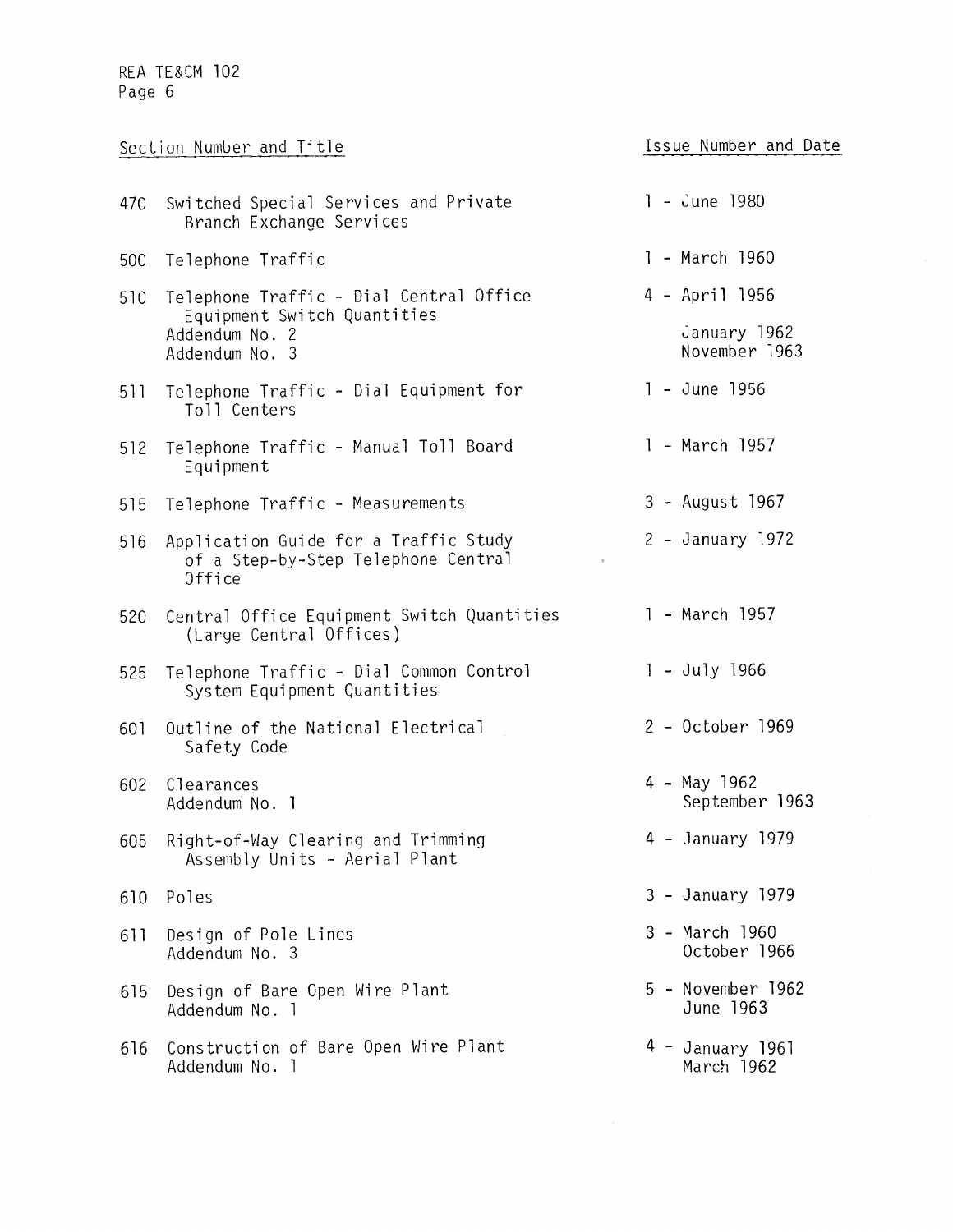| Section Number and Title | | Issue Number and Date |
|---|---|---|
| 470 | Switched Special Services and Private Branch Exchange Services | 1 - June 1980 |
| 500 | Telephone Traffic | 1 - March 1960 |
| 510 | Telephone Traffic - Dial Central Office Equipment Switch Quantities | 4 - April 1956 |
| | Addendum No. 2 | January 1962 |
| | Addendum No. 3 | November 1963 |
| 511 | Telephone Traffic - Dial Equipment for Toll Centers | 1 - June 1956 |
| 512 | Telephone Traffic - Manual Toll Board Equipment | 1 - March 1957 |
| 515 | Telephone Traffic - Measurements | 3 - August 1967 |
| 516 | Application Guide for a Traffic Study of a Step-by-Step Telephone Central Office | 2 - January 1972 |
| 520 | Central Office Equipment Switch Quantities (Large Central Offices) | 1 - March 1957 |
| 525 | Telephone Traffic - Dial Common Control System Equipment Quantities | 1 - July 1966 |
| 601 | Outline of the National Electrical Safety Code | 2 - October 1969 |
| 602 | Clearances | 4 - May 1962 |
| | Addendum No. 1 | September 1963 |
| 605 | Right-of-Way Clearing and Trimming Assembly Units - Aerial Plant | 4 - January 1979 |
| 610 | Poles | 3 - January 1979 |
| 611 | Design of Pole Lines | 3 - March 1960 |
| | Addendum No. 3 | October 1966 |
| 615 | Design of Bare Open Wire Plant | 5 - November 1962 |
| | Addendum No. 1 | June 1963 |
| 616 | Construction of Bare Open Wire Plant | 4 - January 1961 |
| | Addendum No. 1 | March 1962 |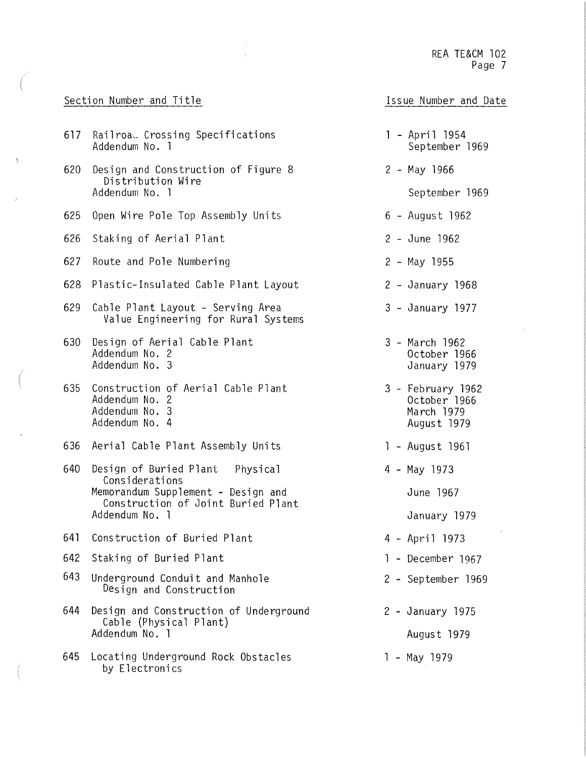| Section Number and Title | Issue Number and Date |
|---|---|
| 617 Railroa.. Crossing Specifications | 1 - April 1954 |
| Addendum No. 1 | September 1969 |
| 620 Design and Construction of Figure 8 Distribution Wire | 2 - May 1966 |
| Addendum No. 1 | September 1969 |
| 625 Open Wire Pole Top Assembly Units | 6 - August 1962 |
| 626 Staking of Aerial Plant | 2 - June 1962 |
| 627 Route and Pole Numbering | 2 - May 1955 |
| 628 Plastic-Insulated Cable Plant Layout | 2 - January 1968 |
| 629 Cable Plant Layout - Serving Area Value Engineering for Rural Systems | 3 - January 1977 |
| 630 Design of Aerial Cable Plant | 3 - March 1962 |
| Addendum No. 2 | October 1966 |
| Addendum No. 3 | January 1979 |
| 635 Construction of Aerial Cable Plant | 3 - February 1962 |
| Addendum No. 2 | October 1966 |
| Addendum No. 3 | March 1979 |
| Addendum No. 4 | August 1979 |
| 636 Aerial Cable Plant Assembly Units | 1 - August 1961 |
| 640 Design of Buried Plant Physical Considerations | 4 - May 1973 |
| Memorandum Supplement - Design and Construction of Joint Buried Plant | June 1967 |
| Addendum No. 1 | January 1979 |
| 641 Construction of Buried Plant | 4 - April 1973 |
| 642 Staking of Buried Plant | 1 - December 1967 |
| 643 Underground Conduit and Manhole Design and Construction | 2 - September 1969 |
| 644 Design and Construction of Underground Cable (Physical Plant) | 2 - January 1975 |
| Addendum No. 1 | August 1979 |
| 645 Locating Underground Rock Obstacles by Electronics | 1 - May 1979 |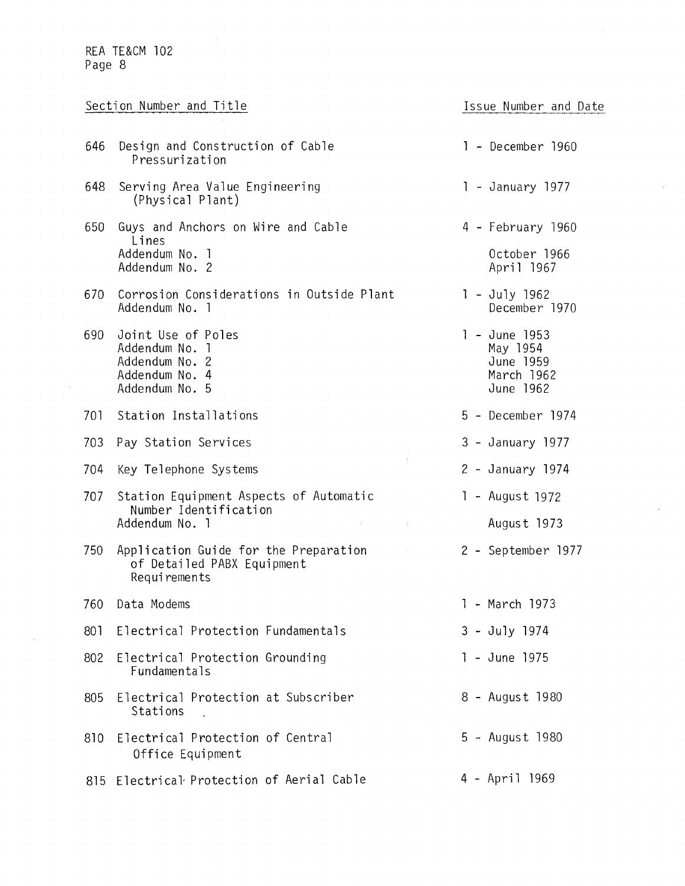| Section Number and Title | Issue Number and Date |
|---|---|
| 646 Design and Construction of Cable Pressurization | 1 - December 1960 |
| 648 Serving Area Value Engineering (Physical Plant) | 1 - January 1977 |
| 650 Guys and Anchors on Wire and Cable Lines | 4 - February 1960 |
| Addendum No. 1 | October 1966 |
| Addendum No. 2 | April 1967 |
| 670 Corrosion Considerations in Outside Plant | 1 - July 1962 |
| Addendum No. 1 | December 1970 |
| 690 Joint Use of Poles | 1 - June 1953 |
| Addendum No. 1 | May 1954 |
| Addendum No. 2 | June 1959 |
| Addendum No. 4 | March 1962 |
| Addendum No. 5 | June 1962 |
| 701 Station Installations | 5 - December 1974 |
| 703 Pay Station Services | 3 - January 1977 |
| 704 Key Telephone Systems | 2 - January 1974 |
| 707 Station Equipment Aspects of Automatic Number Identification | 1 - August 1972 |
| Addendum No. 1 | August 1973 |
| 750 Application Guide for the Preparation of Detailed PABX Equipment Requirements | 2 - September 1977 |
| 760 Data Modems | 1 - March 1973 |
| 801 Electrical Protection Fundamentals | 3 - July 1974 |
| 802 Electrical Protection Grounding Fundamentals | 1 - June 1975 |
| 805 Electrical Protection at Subscriber Stations | 8 - August 1980 |
| 810 Electrical Protection of Central Office Equipment | 5 - August 1980 |
| 815 Electrical Protection of Aerial Cable | 4 - April 1969 |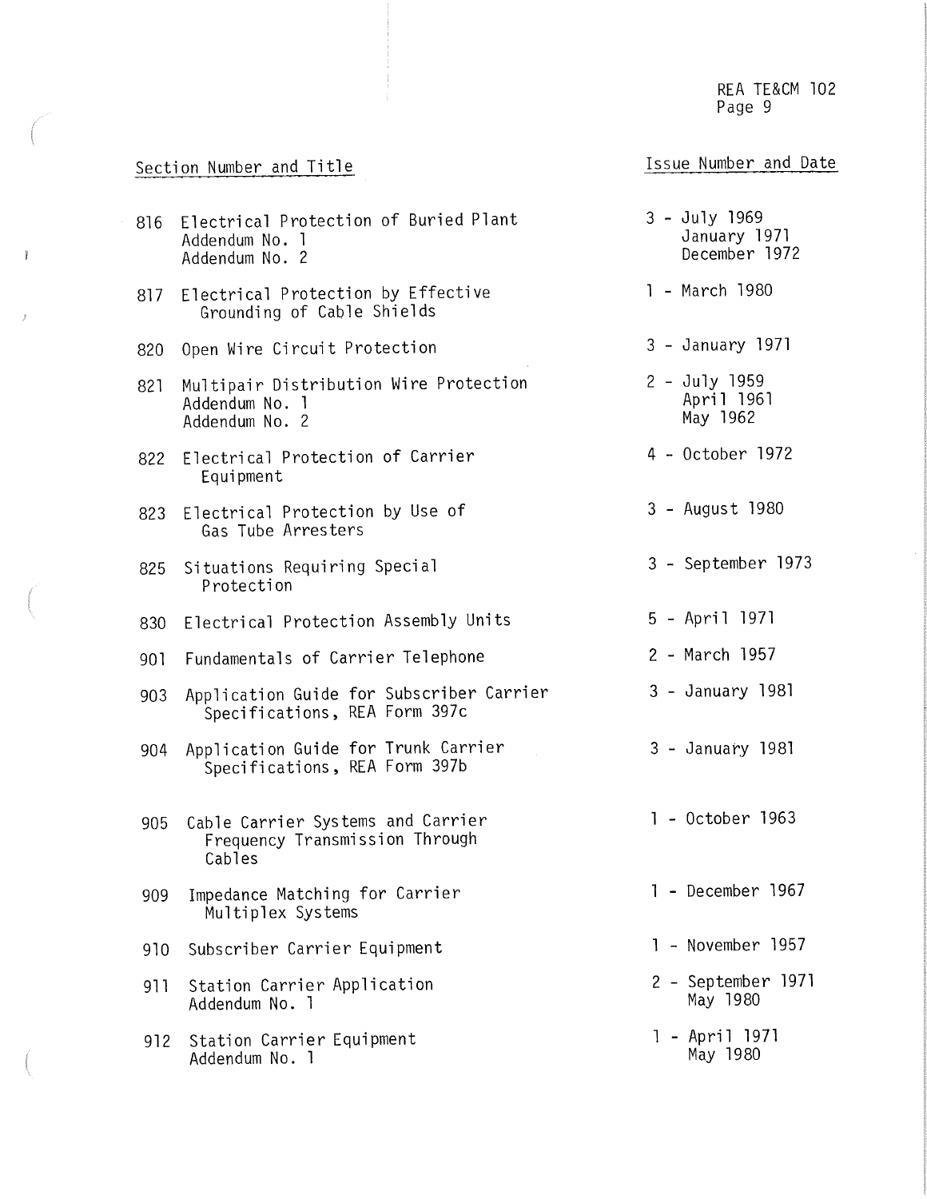| Section Number and Title | Issue Number and Date |
|---|---|
| 816 Electrical Protection of Buried Plant | 3 - July 1969 |
| Addendum No. 1 | January 1971 |
| Addendum No. 2 | December 1972 |
| 817 Electrical Protection by Effective Grounding of Cable Shields | 1 - March 1980 |
| 820 Open Wire Circuit Protection | 3 - January 1971 |
| 821 Multipair Distribution Wire Protection | 2 - July 1959 |
| Addendum No. 1 | April 1961 |
| Addendum No. 2 | May 1962 |
| 822 Electrical Protection of Carrier Equipment | 4 - October 1972 |
| 823 Electrical Protection by Use of Gas Tube Arresters | 3 - August 1980 |
| 825 Situations Requiring Special Protection | 3 - September 1973 |
| 830 Electrical Protection Assembly Units | 5 - April 1971 |
| 901 Fundamentals of Carrier Telephone | 2 - March 1957 |
| 903 Application Guide for Subscriber Carrier Specifications, REA Form 397c | 3 - January 1981 |
| 904 Application Guide for Trunk Carrier Specifications, REA Form 397b | 3 - January 1981 |
| 905 Cable Carrier Systems and Carrier Frequency Transmission Through Cables | 1 - October 1963 |
| 909 Impedance Matching for Carrier Multiplex Systems | 1 - December 1967 |
| 910 Subscriber Carrier Equipment | 1 - November 1957 |
| 911 Station Carrier Application | 2 - September 1971 |
| Addendum No. 1 | May 1980 |
| 912 Station Carrier Equipment | 1 - April 1971 |
| Addendum No. 1 | May 1980 |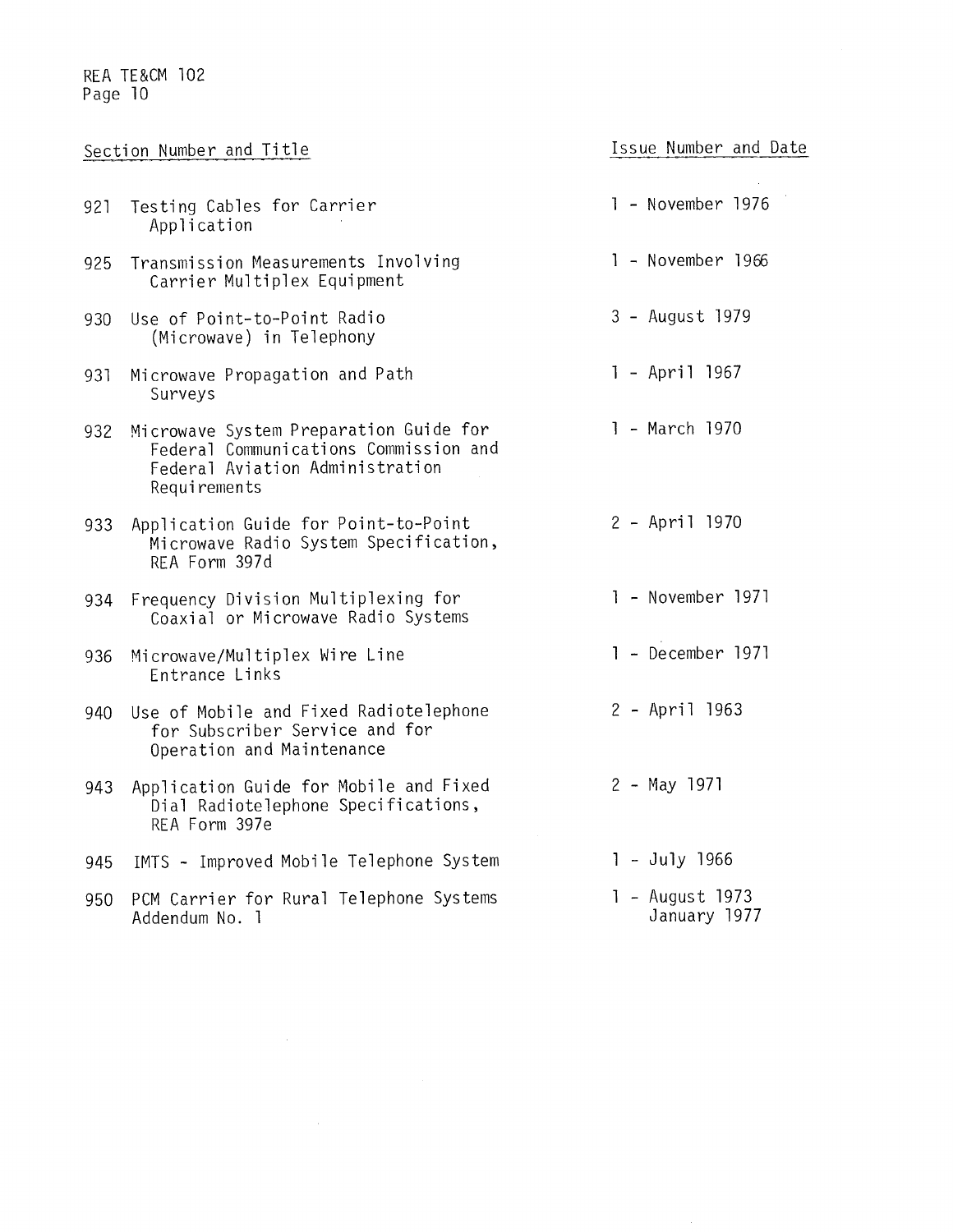| Section Number and Title | Issue Number and Date |
|---|---|
| 921 Testing Cables for Carrier Application | 1 - November 1976 |
| 925 Transmission Measurements Involving Carrier Multiplex Equipment | 1 - November 1966 |
| 930 Use of Point-to-Point Radio (Microwave) in Telephony | 3 - August 1979 |
| 931 Microwave Propagation and Path Surveys | 1 - April 1967 |
| 932 Microwave System Preparation Guide for Federal Communications Commission and Federal Aviation Administration Requirements | 1 - March 1970 |
| 933 Application Guide for Point-to-Point Microwave Radio System Specification, REA Form 397d | 2 - April 1970 |
| 934 Frequency Division Multiplexing for Coaxial or Microwave Radio Systems | 1 - November 1971 |
| 936 Microwave/Multiplex Wire Line Entrance Links | 1 - December 1971 |
| 940 Use of Mobile and Fixed Radiotelephone for Subscriber Service and for Operation and Maintenance | 2 - April 1963 |
| 943 Application Guide for Mobile and Fixed Dial Radiotelephone Specifications, REA Form 397e | 2 - May 1971 |
| 945 IMTS - Improved Mobile Telephone System | 1 - July 1966 |
| 950 PCM Carrier for Rural Telephone Systems | 1 - August 1973 |
| Addendum No. 1 | January 1977 |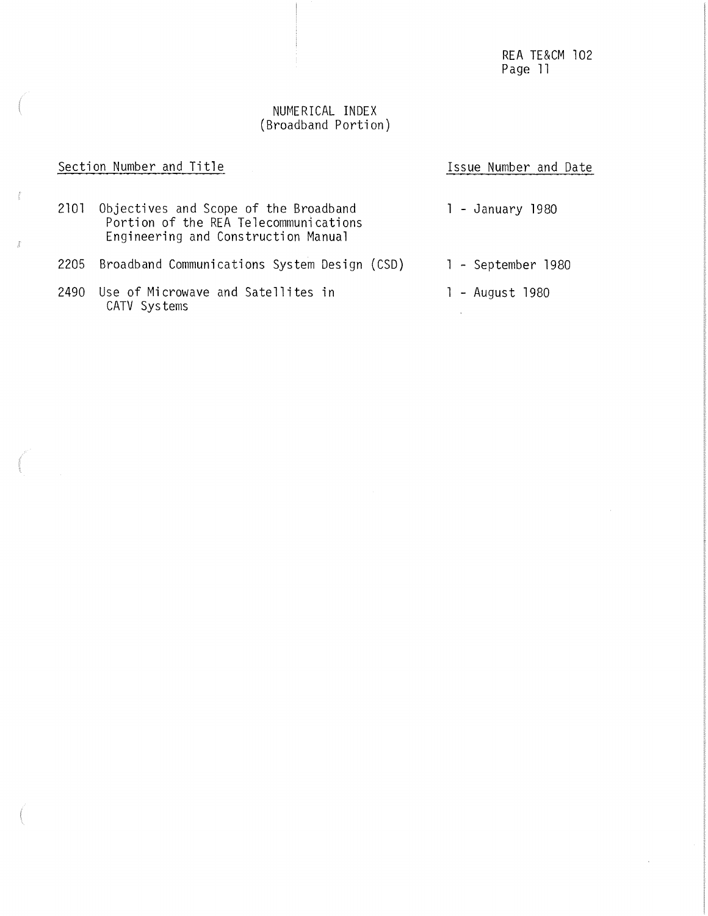# NUMERICAL INDEX
## (Broadband Portion)

| Section Number and Title | Issue Number and Date |
|---|---|
| 2101 Objectives and Scope of the Broadband Portion of the REA Telecommunications Engineering and Construction Manual | 1 - January 1980 |
| 2205 Broadband Communications System Design (CSD) | 1 - September 1980 |
| 2490 Use of Microwave and Satellites in CATV Systems | 1 - August 1980 |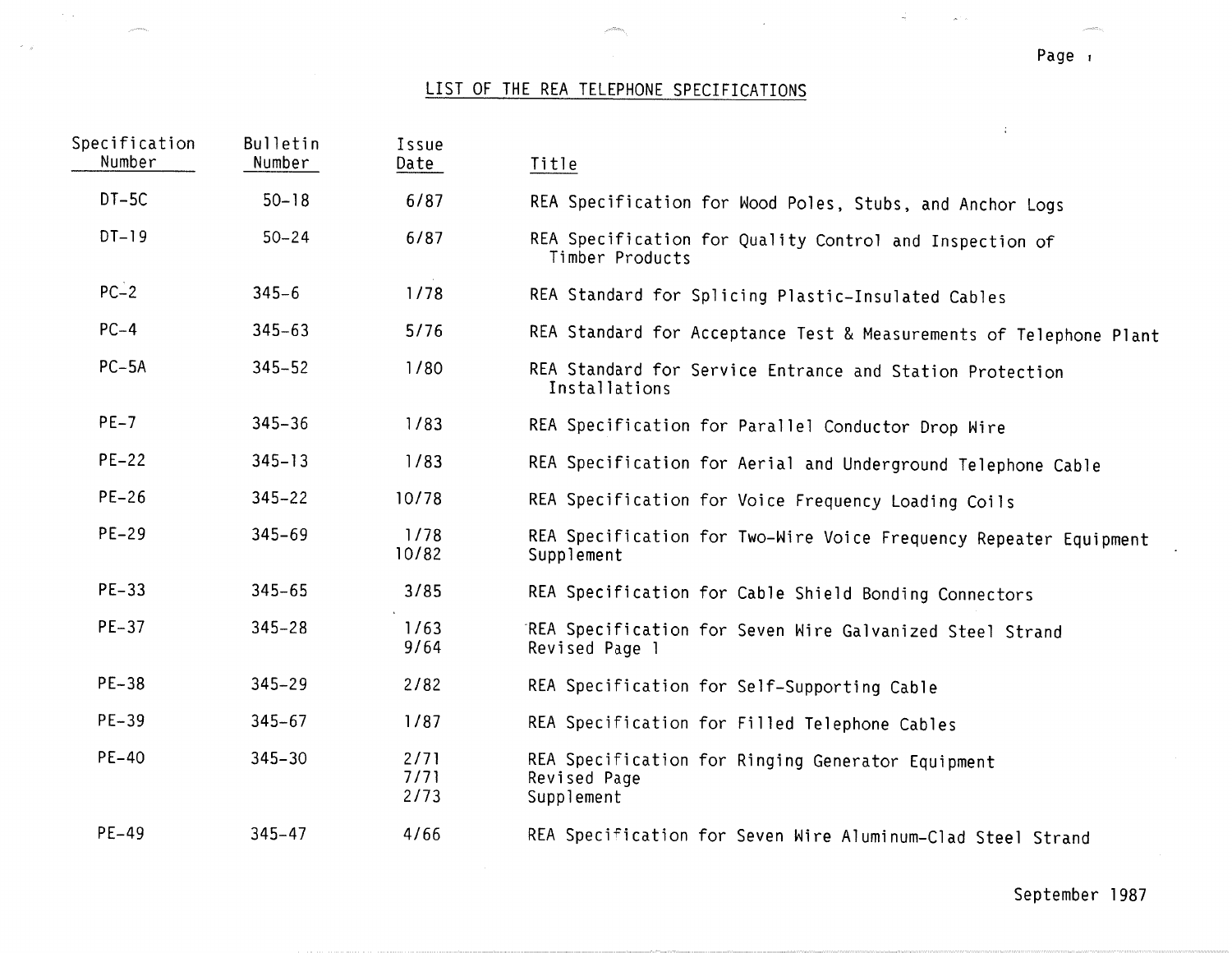## LIST OF THE REA TELEPHONE SPECIFICATIONS

| Specification Number | Bulletin Number | Issue Date | Title |
|---|---|---|---|
| DT-5C | 50-18 | 6/87 | REA Specification for Wood Poles, Stubs, and Anchor Logs |
| DT-19 | 50-24 | 6/87 | REA Specification for Quality Control and Inspection of Timber Products |
| PC-2 | 345-6 | 1/78 | REA Standard for Splicing Plastic-Insulated Cables |
| PC-4 | 345-63 | 5/76 | REA Standard for Acceptance Test & Measurements of Telephone Plant |
| PC-5A | 345-52 | 1/80 | REA Standard for Service Entrance and Station Protection Installations |
| PE-7 | 345-36 | 1/83 | REA Specification for Parallel Conductor Drop Wire |
| PE-22 | 345-13 | 1/83 | REA Specification for Aerial and Underground Telephone Cable |
| PE-26 | 345-22 | 10/78 | REA Specification for Voice Frequency Loading Coils |
| PE-29 | 345-69 | 1/78<br>10/82 | REA Specification for Two-Wire Voice Frequency Repeater Equipment<br>Supplement |
| PE-33 | 345-65 | 3/85 | REA Specification for Cable Shield Bonding Connectors |
| PE-37 | 345-28 | 1/63<br>9/64 | REA Specification for Seven Wire Galvanized Steel Strand<br>Revised Page 1 |
| PE-38 | 345-29 | 2/82 | REA Specification for Self-Supporting Cable |
| PE-39 | 345-67 | 1/87 | REA Specification for Filled Telephone Cables |
| PE-40 | 345-30 | 2/71<br>7/71<br>2/73 | REA Specification for Ringing Generator Equipment<br>Revised Page<br>Supplement |
| PE-49 | 345-47 | 4/66 | REA Specification for Seven Wire Aluminum-Clad Steel Strand |

September 1987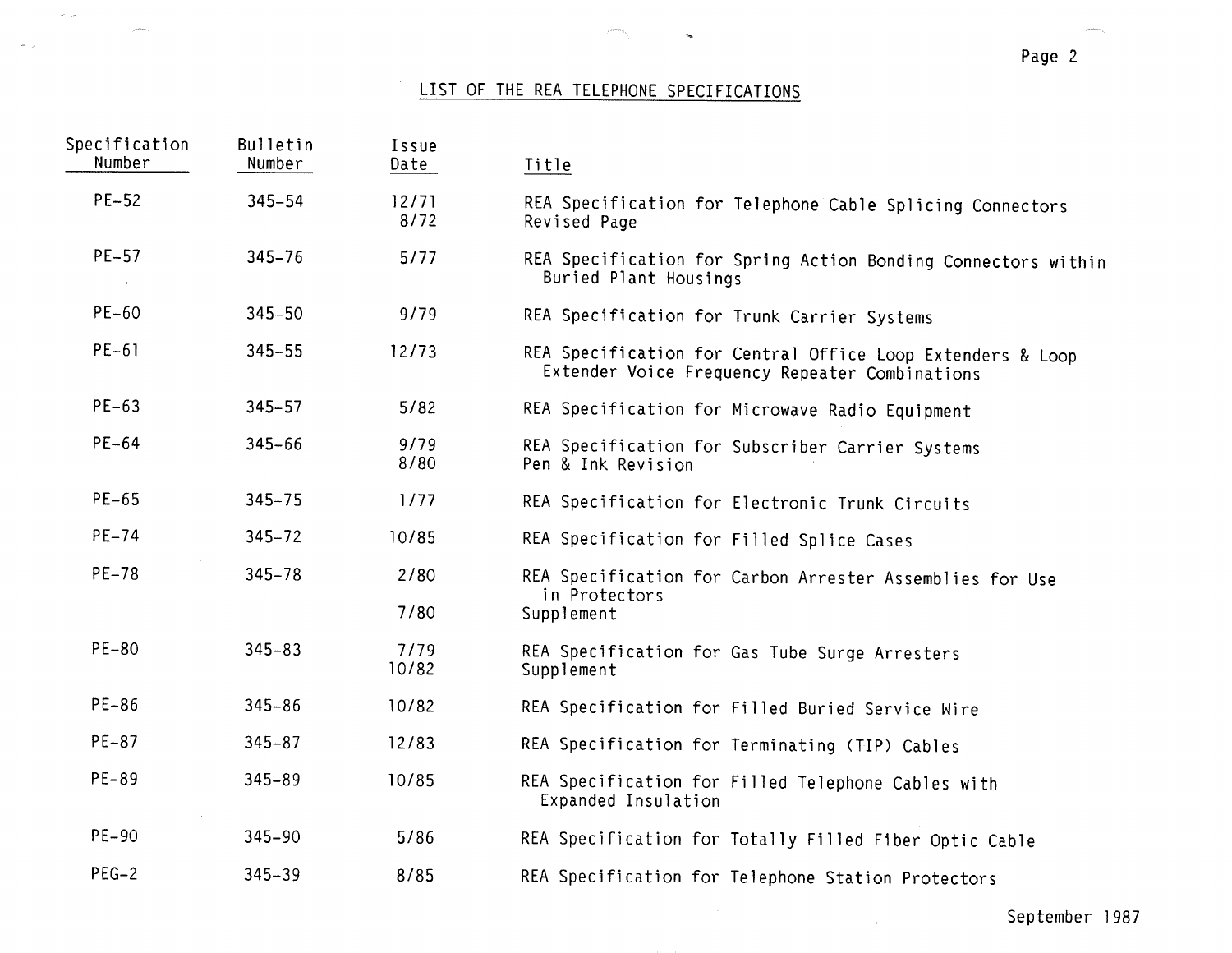## LIST OF THE REA TELEPHONE SPECIFICATIONS

| Specification Number | Bulletin Number | Issue Date | Title |
|---|---|---|---|
| PE-52 | 345-54 | 12/71<br>8/72 | REA Specification for Telephone Cable Splicing Connectors<br>Revised Page |
| PE-57 | 345-76 | 5/77 | REA Specification for Spring Action Bonding Connectors within Buried Plant Housings |
| PE-60 | 345-50 | 9/79 | REA Specification for Trunk Carrier Systems |
| PE-61 | 345-55 | 12/73 | REA Specification for Central Office Loop Extenders & Loop Extender Voice Frequency Repeater Combinations |
| PE-63 | 345-57 | 5/82 | REA Specification for Microwave Radio Equipment |
| PE-64 | 345-66 | 9/79<br>8/80 | REA Specification for Subscriber Carrier Systems<br>Pen & Ink Revision |
| PE-65 | 345-75 | 1/77 | REA Specification for Electronic Trunk Circuits |
| PE-74 | 345-72 | 10/85 | REA Specification for Filled Splice Cases |
| PE-78 | 345-78 | 2/80<br>7/80 | REA Specification for Carbon Arrester Assemblies for Use in Protectors<br>Supplement |
| PE-80 | 345-83 | 7/79<br>10/82 | REA Specification for Gas Tube Surge Arresters<br>Supplement |
| PE-86 | 345-86 | 10/82 | REA Specification for Filled Buried Service Wire |
| PE-87 | 345-87 | 12/83 | REA Specification for Terminating (TIP) Cables |
| PE-89 | 345-89 | 10/85 | REA Specification for Filled Telephone Cables with Expanded Insulation |
| PE-90 | 345-90 | 5/86 | REA Specification for Totally Filled Fiber Optic Cable |
| PEG-2 | 345-39 | 8/85 | REA Specification for Telephone Station Protectors |

September 1987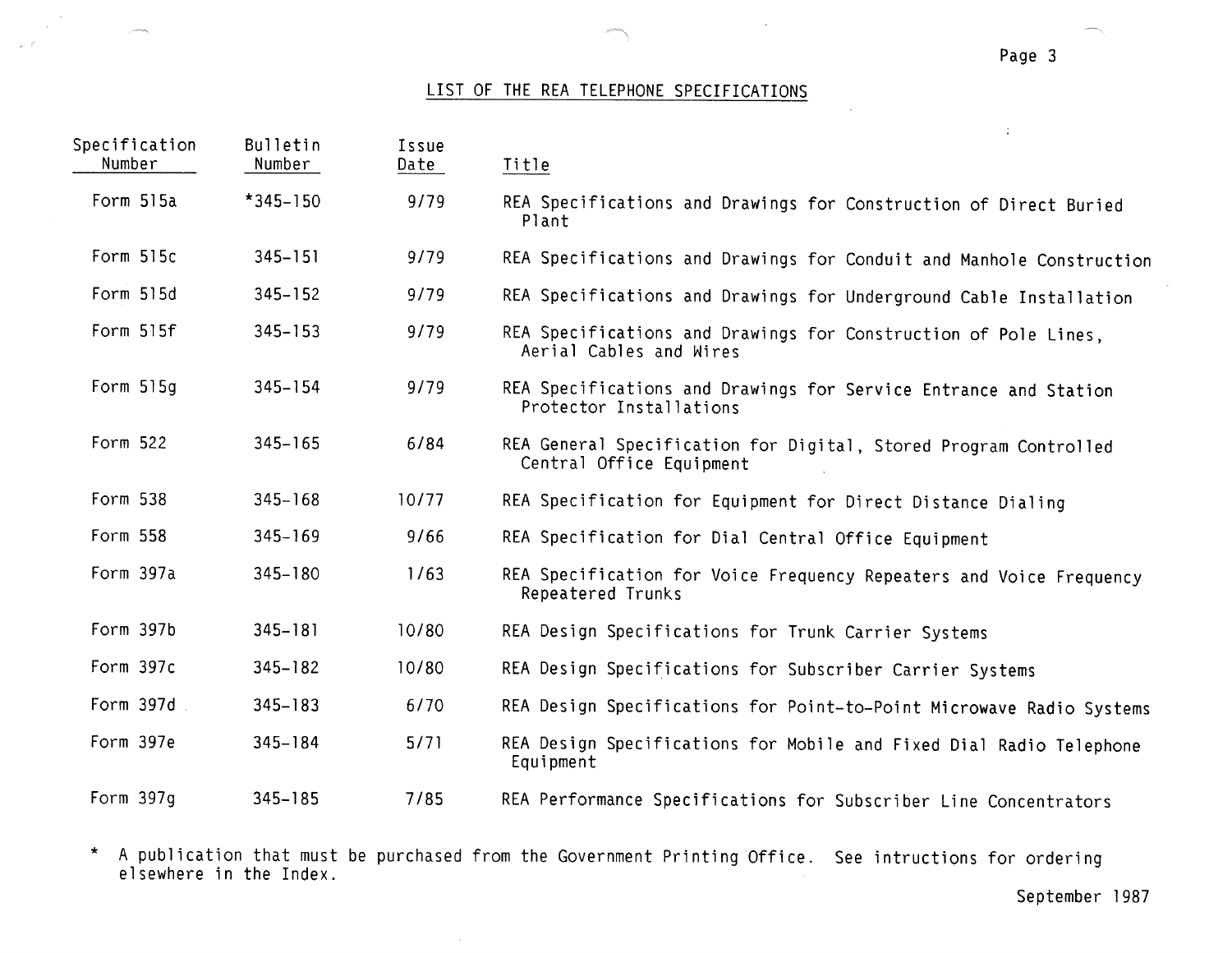## LIST OF THE REA TELEPHONE SPECIFICATIONS

| Specification Number | Bulletin Number | Issue Date | Title |
|---|---|---|---|
| Form 515a | *345-150 | 9/79 | REA Specifications and Drawings for Construction of Direct Buried Plant |
| Form 515c | 345-151 | 9/79 | REA Specifications and Drawings for Conduit and Manhole Construction |
| Form 515d | 345-152 | 9/79 | REA Specifications and Drawings for Underground Cable Installation |
| Form 515f | 345-153 | 9/79 | REA Specifications and Drawings for Construction of Pole Lines, Aerial Cables and Wires |
| Form 515g | 345-154 | 9/79 | REA Specifications and Drawings for Service Entrance and Station Protector Installations |
| Form 522 | 345-165 | 6/84 | REA General Specification for Digital, Stored Program Controlled Central Office Equipment |
| Form 538 | 345-168 | 10/77 | REA Specification for Equipment for Direct Distance Dialing |
| Form 558 | 345-169 | 9/66 | REA Specification for Dial Central Office Equipment |
| Form 397a | 345-180 | 1/63 | REA Specification for Voice Frequency Repeaters and Voice Frequency Repeatered Trunks |
| Form 397b | 345-181 | 10/80 | REA Design Specifications for Trunk Carrier Systems |
| Form 397c | 345-182 | 10/80 | REA Design Specifications for Subscriber Carrier Systems |
| Form 397d | 345-183 | 6/70 | REA Design Specifications for Point-to-Point Microwave Radio Systems |
| Form 397e | 345-184 | 5/71 | REA Design Specifications for Mobile and Fixed Dial Radio Telephone Equipment |
| Form 397g | 345-185 | 7/85 | REA Performance Specifications for Subscriber Line Concentrators |

* A publication that must be purchased from the Government Printing Office. See intructions for ordering elsewhere in the Index.

September 1987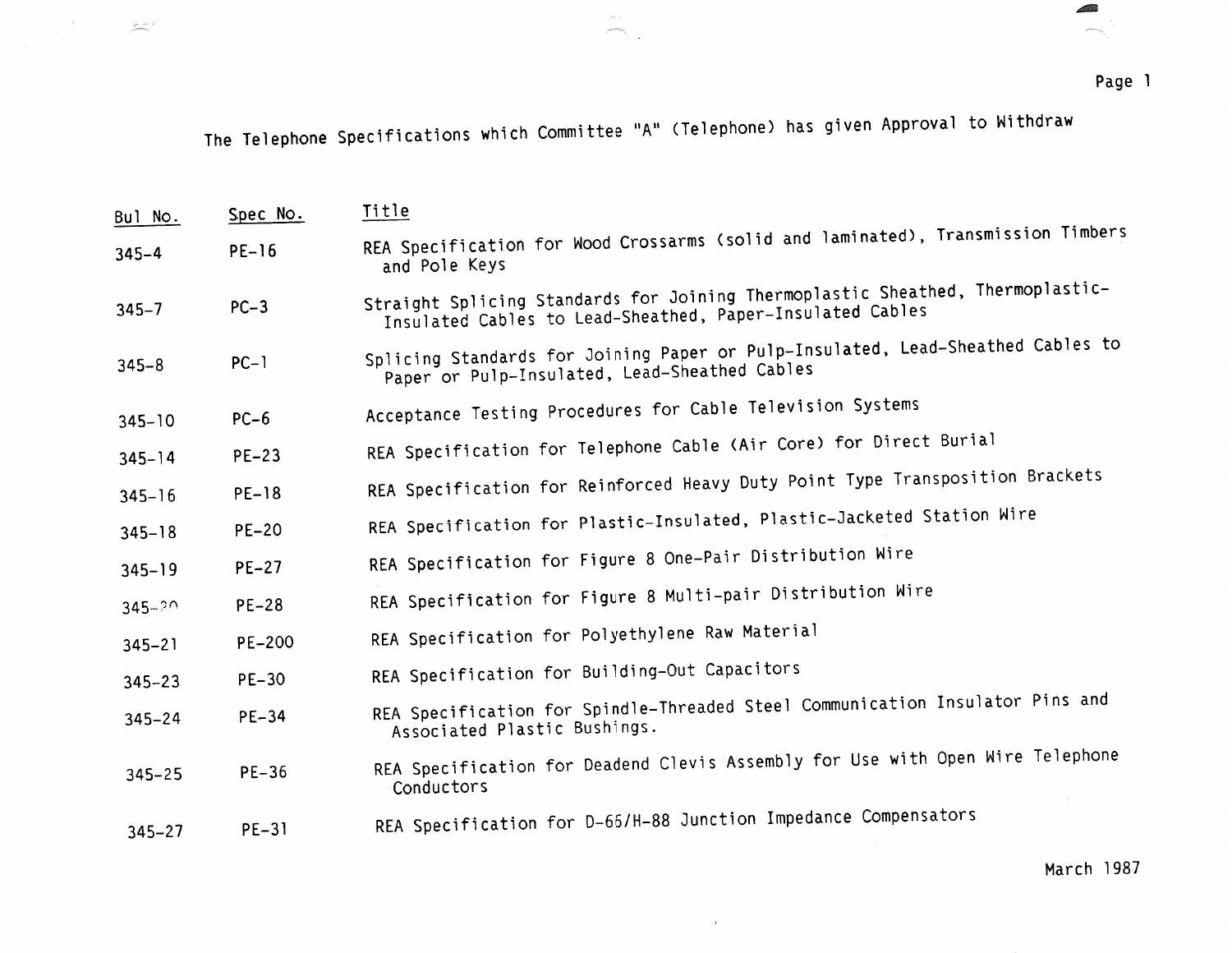# The Telephone Specifications which Committee "A" (Telephone) has given Approval to Withdraw

| Bul No. | Spec No. | Title |
|---|---|---|
| 345-4 | PE-16 | REA Specification for Wood Crossarms (solid and laminated), Transmission Timbers and Pole Keys |
| 345-7 | PC-3 | Straight Splicing Standards for Joining Thermoplastic Sheathed, Thermoplastic-Insulated Cables to Lead-Sheathed, Paper-Insulated Cables |
| 345-8 | PC-1 | Splicing Standards for Joining Paper or Pulp-Insulated, Lead-Sheathed Cables to Paper or Pulp-Insulated, Lead-Sheathed Cables |
| 345-10 | PC-6 | Acceptance Testing Procedures for Cable Television Systems |
| 345-14 | PE-23 | REA Specification for Telephone Cable (Air Core) for Direct Burial |
| 345-16 | PE-18 | REA Specification for Reinforced Heavy Duty Point Type Transposition Brackets |
| 345-18 | PE-20 | REA Specification for Plastic-Insulated, Plastic-Jacketed Station Wire |
| 345-19 | PE-27 | REA Specification for Figure 8 One-Pair Distribution Wire |
| 345-20 | PE-28 | REA Specification for Figure 8 Multi-pair Distribution Wire |
| 345-21 | PE-200 | REA Specification for Polyethylene Raw Material |
| 345-23 | PE-30 | REA Specification for Building-Out Capacitors |
| 345-24 | PE-34 | REA Specification for Spindle-Threaded Steel Communication Insulator Pins and Associated Plastic Bushings. |
| 345-25 | PE-36 | REA Specification for Deadend Clevis Assembly for Use with Open Wire Telephone Conductors |
| 345-27 | PE-31 | REA Specification for D-66/H-88 Junction Impedance Compensators |

March 1987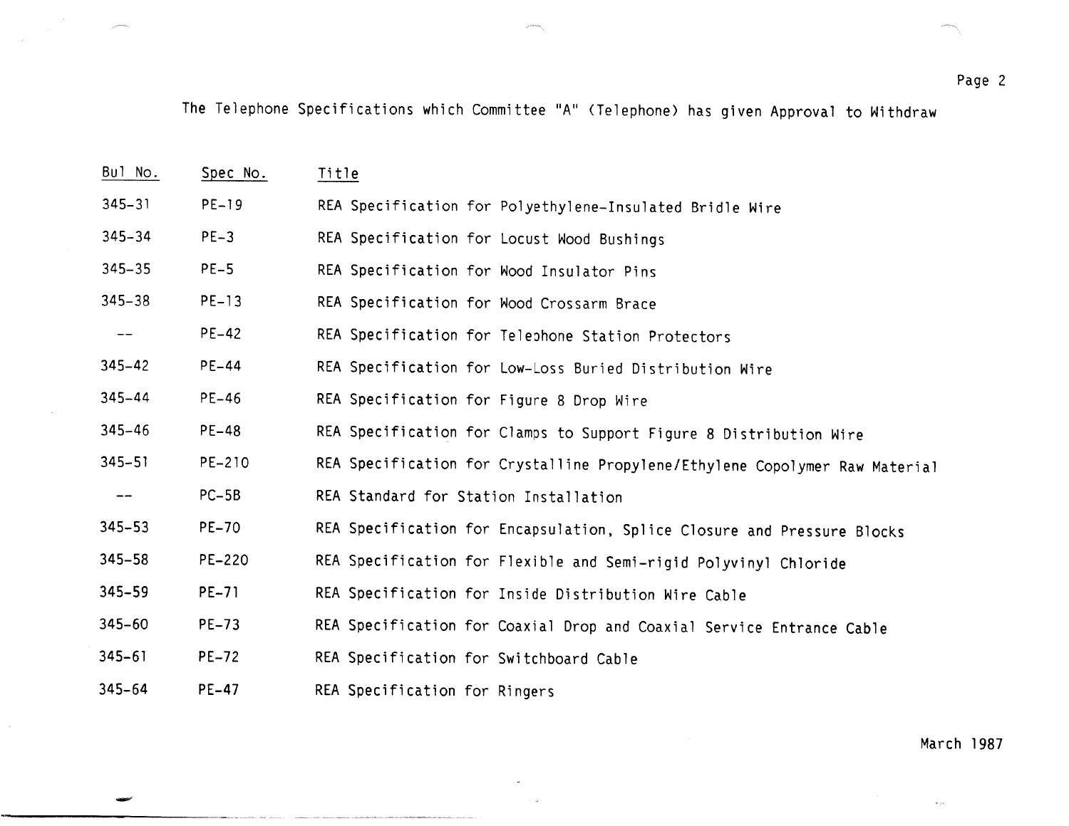The Telephone Specifications which Committee "A" (Telephone) has given Approval to Withdraw

| Bul No. | Spec No. | Title |
|---|---|---|
| 345-31 | PE-19 | REA Specification for Polyethylene-Insulated Bridle Wire |
| 345-34 | PE-3 | REA Specification for Locust Wood Bushings |
| 345-35 | PE-5 | REA Specification for Wood Insulator Pins |
| 345-38 | PE-13 | REA Specification for Wood Crossarm Brace |
| -- | PE-42 | REA Specification for Telephone Station Protectors |
| 345-42 | PE-44 | REA Specification for Low-Loss Buried Distribution Wire |
| 345-44 | PE-46 | REA Specification for Figure 8 Drop Wire |
| 345-46 | PE-48 | REA Specification for Clamps to Support Figure 8 Distribution Wire |
| 345-51 | PE-210 | REA Specification for Crystalline Propylene/Ethylene Copolymer Raw Material |
| -- | PC-5B | REA Standard for Station Installation |
| 345-53 | PE-70 | REA Specification for Encapsulation, Splice Closure and Pressure Blocks |
| 345-58 | PE-220 | REA Specification for Flexible and Semi-rigid Polyvinyl Chloride |
| 345-59 | PE-71 | REA Specification for Inside Distribution Wire Cable |
| 345-60 | PE-73 | REA Specification for Coaxial Drop and Coaxial Service Entrance Cable |
| 345-61 | PE-72 | REA Specification for Switchboard Cable |
| 345-64 | PE-47 | REA Specification for Ringers |

March 1987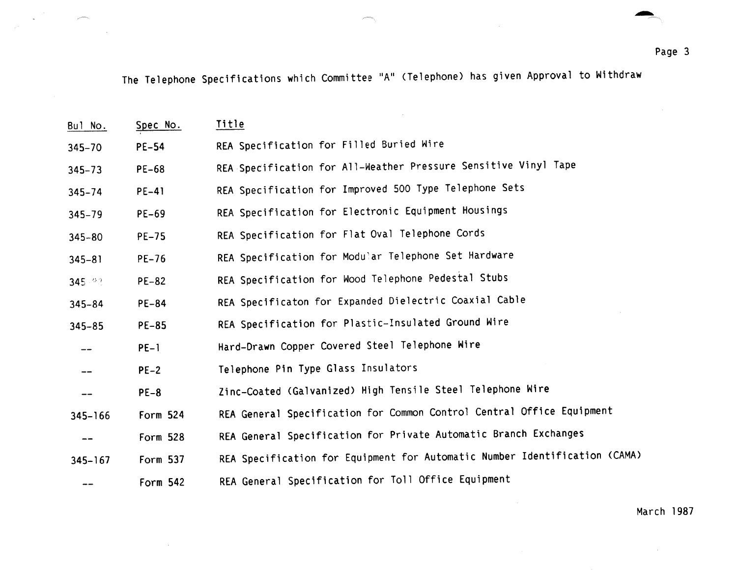The Telephone Specifications which Committee "A" (Telephone) has given Approval to Withdraw

| Bul No. | Spec No. | Title |
|---|---|---|
| 345-70 | PE-54 | REA Specification for Filled Buried Wire |
| 345-73 | PE-68 | REA Specification for All-Weather Pressure Sensitive Vinyl Tape |
| 345-74 | PE-41 | REA Specification for Improved 500 Type Telephone Sets |
| 345-79 | PE-69 | REA Specification for Electronic Equipment Housings |
| 345-80 | PE-75 | REA Specification for Flat Oval Telephone Cords |
| 345-81 | PE-76 | REA Specification for Modular Telephone Set Hardware |
| 345-?? | PE-82 | REA Specification for Wood Telephone Pedestal Stubs |
| 345-84 | PE-84 | REA Specificaton for Expanded Dielectric Coaxial Cable |
| 345-85 | PE-85 | REA Specification for Plastic-Insulated Ground Wire |
| -- | PE-1 | Hard-Drawn Copper Covered Steel Telephone Wire |
| -- | PE-2 | Telephone Pin Type Glass Insulators |
| -- | PE-8 | Zinc-Coated (Galvanized) High Tensile Steel Telephone Wire |
| 345-166 | Form 524 | REA General Specification for Common Control Central Office Equipment |
| -- | Form 528 | REA General Specification for Private Automatic Branch Exchanges |
| 345-167 | Form 537 | REA Specification for Equipment for Automatic Number Identification (CAMA) |
| -- | Form 542 | REA General Specification for Toll Office Equipment |

March 1987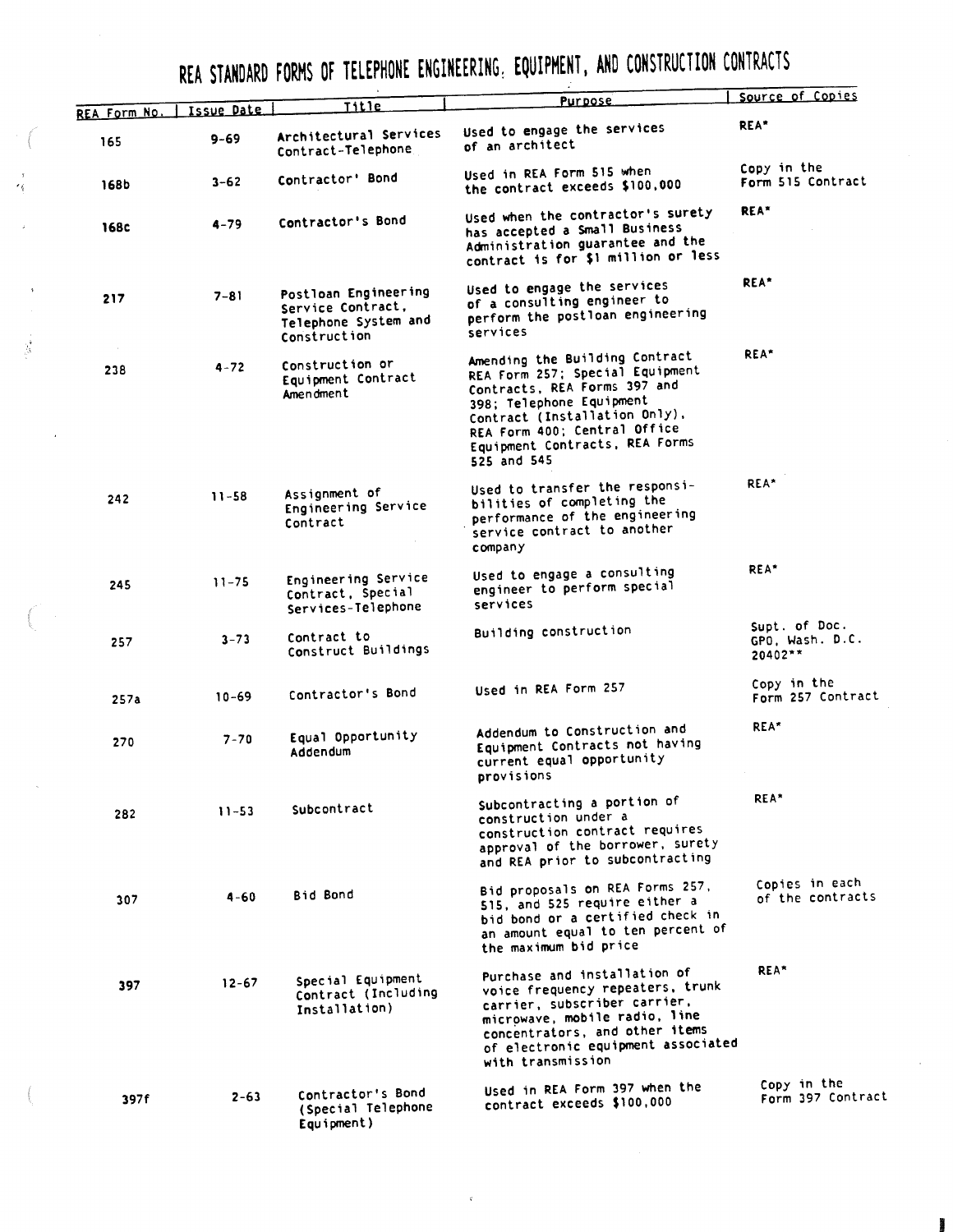# REA STANDARD FORMS OF TELEPHONE ENGINEERING, EQUIPMENT, AND CONSTRUCTION CONTRACTS

| REA Form No. | Issue Date | Title | Purpose | Source of Copies |
|---|---|---|---|---|
| 165 | 9-69 | Architectural Services Contract-Telephone | Used to engage the services of an architect | REA* |
| 168b | 3-62 | Contractor' Bond | Used in REA Form 515 when the contract exceeds $100,000 | Copy in the Form 515 Contract |
| 168c | 4-79 | Contractor's Bond | Used when the contractor's surety has accepted a Small Business Administration guarantee and the contract is for $1 million or less | REA* |
| 217 | 7-81 | Postloan Engineering Service Contract, Telephone System and Construction | Used to engage the services of a consulting engineer to perform the postloan engineering services | REA* |
| 238 | 4-72 | Construction or Equipment Contract Amendment | Amending the Building Contract REA Form 257; Special Equipment Contracts, REA Forms 397 and 398; Telephone Equipment Contract (Installation Only), REA Form 400; Central Office Equipment Contracts, REA Forms 525 and 545 | REA* |
| 242 | 11-58 | Assignment of Engineering Service Contract | Used to transfer the responsibilities of completing the performance of the engineering service contract to another company | REA* |
| 245 | 11-75 | Engineering Service Contract, Special Services-Telephone | Used to engage a consulting engineer to perform special services | REA* |
| 257 | 3-73 | Contract to Construct Buildings | Building construction | Supt. of Doc. GPO, Wash. D.C. 20402** |
| 257a | 10-69 | Contractor's Bond | Used in REA Form 257 | Copy in the Form 257 Contract |
| 270 | 7-70 | Equal Opportunity Addendum | Addendum to Construction and Equipment Contracts not having current equal opportunity provisions | REA* |
| 282 | 11-53 | Subcontract | Subcontracting a portion of construction under a construction contract requires approval of the borrower, surety and REA prior to subcontracting | REA* |
| 307 | 4-60 | Bid Bond | Bid proposals on REA Forms 257, 515, and 525 require either a bid bond or a certified check in an amount equal to ten percent of the maximum bid price | Copies in each of the contracts |
| 397 | 12-67 | Special Equipment Contract (Including Installation) | Purchase and installation of voice frequency repeaters, trunk carrier, subscriber carrier, microwave, mobile radio, line concentrators, and other items of electronic equipment associated with transmission | REA* |
| 397f | 2-63 | Contractor's Bond (Special Telephone Equipment) | Used in REA Form 397 when the contract exceeds $100,000 | Copy in the Form 397 Contract |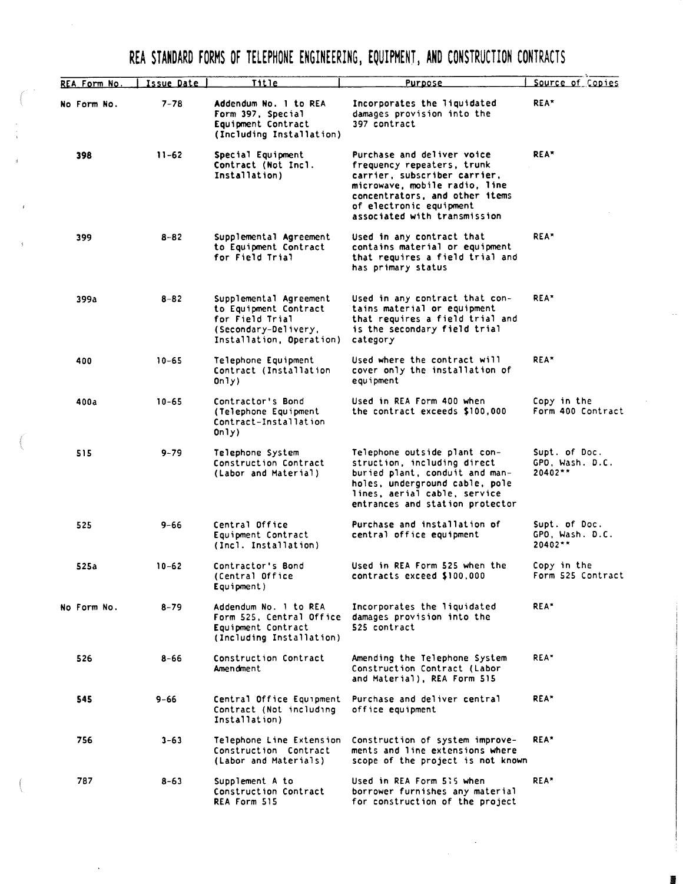# REA STANDARD FORMS OF TELEPHONE ENGINEERING, EQUIPMENT, AND CONSTRUCTION CONTRACTS

| REA Form No. | Issue Date | Title | Purpose | Source of Copies |
|---|---|---|---|---|
| No Form No. | 7-78 | Addendum No. 1 to REA Form 397, Special Equipment Contract (Including Installation) | Incorporates the liquidated damages provision into the 397 contract | REA* |
| 398 | 11-62 | Special Equipment Contract (Not Incl. Installation) | Purchase and deliver voice frequency repeaters, trunk carrier, subscriber carrier, microwave, mobile radio, line concentrators, and other items of electronic equipment associated with transmission | REA* |
| 399 | 8-82 | Supplemental Agreement to Equipment Contract for Field Trial | Used in any contract that contains material or equipment that requires a field trial and has primary status | REA* |
| 399a | 8-82 | Supplemental Agreement to Equipment Contract for Field Trial (Secondary-Delivery, Installation, Operation) | Used in any contract that contains material or equipment that requires a field trial and is the secondary field trial category | REA* |
| 400 | 10-65 | Telephone Equipment Contract (Installation Only) | Used where the contract will cover only the installation of equipment | REA* |
| 400a | 10-65 | Contractor's Bond (Telephone Equipment Contract-Installation Only) | Used in REA Form 400 when the contract exceeds $100,000 | Copy in the Form 400 Contract |
| 515 | 9-79 | Telephone System Construction Contract (Labor and Material) | Telephone outside plant construction, including direct buried plant, conduit and manholes, underground cable, pole lines, aerial cable, service entrances and station protector | Supt. of Doc. GPO, Wash. D.C. 20402** |
| 525 | 9-66 | Central Office Equipment Contract (Incl. Installation) | Purchase and installation of central office equipment | Supt. of Doc. GPO, Wash. D.C. 20402** |
| 525a | 10-62 | Contractor's Bond (Central Office Equipment) | Used in REA Form 525 when the contracts exceed $100,000 | Copy in the Form 525 Contract |
| No Form No. | 8-79 | Addendum No. 1 to REA Form 525, Central Office Equipment Contract (Including Installation) | Incorporates the liquidated damages provision into the 525 contract | REA* |
| 526 | 8-66 | Construction Contract Amendment | Amending the Telephone System Construction Contract (Labor and Material), REA Form 515 | REA* |
| 545 | 9-66 | Central Office Equipment Contract (Not including Installation) | Purchase and deliver central office equipment | REA* |
| 756 | 3-63 | Telephone Line Extension Construction Contract (Labor and Materials) | Construction of system improvements and line extensions where scope of the project is not known | REA* |
| 787 | 8-63 | Supplement A to Construction Contract REA Form 515 | Used in REA Form 515 when borrower furnishes any material for construction of the project | REA* |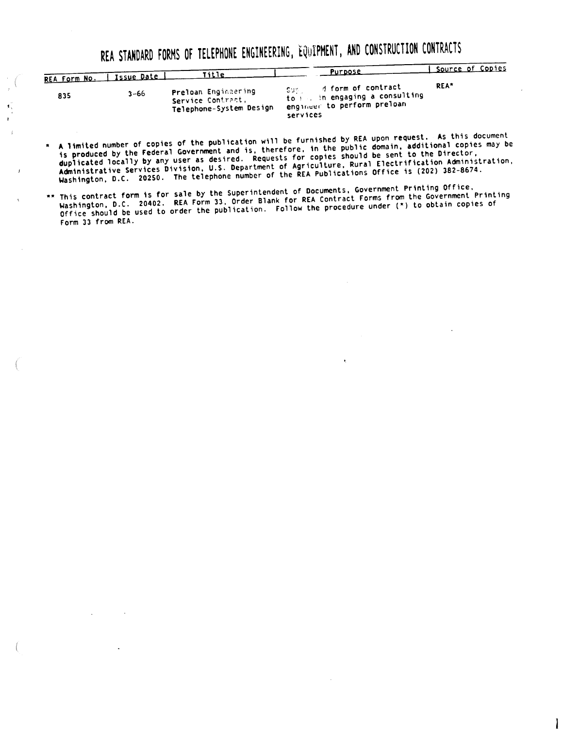# REA STANDARD FORMS OF TELEPHONE ENGINEERING, EQUIPMENT, AND CONSTRUCTION CONTRACTS

| REA Form No. | Issue Date | Title | Purpose | Source of Copies |
|---|---|---|---|---|
| 835 | 3-66 | Preloan Engineering Service Contract, Telephone-System Design | Suggested form of contract to use in engaging a consulting engineer to perform preloan services | REA* |

\* A limited number of copies of the publication will be furnished by REA upon request. As this document is produced by the Federal Government and is, therefore, in the public domain, additional copies may be duplicated locally by any user as desired. Requests for copies should be sent to the Director, Administrative Services Division, U.S. Department of Agriculture, Rural Electrification Administration, Washington, D.C. 20250. The telephone number of the REA Publications Office is (202) 382-8674.

\*\* This contract form is for sale by the Superintendent of Documents, Government Printing Office, Washington, D.C. 20402. REA Form 33, Order Blank for REA Contract Forms from the Government Printing Office should be used to order the publication. Follow the procedure under (*) to obtain copies of Form 33 from REA.